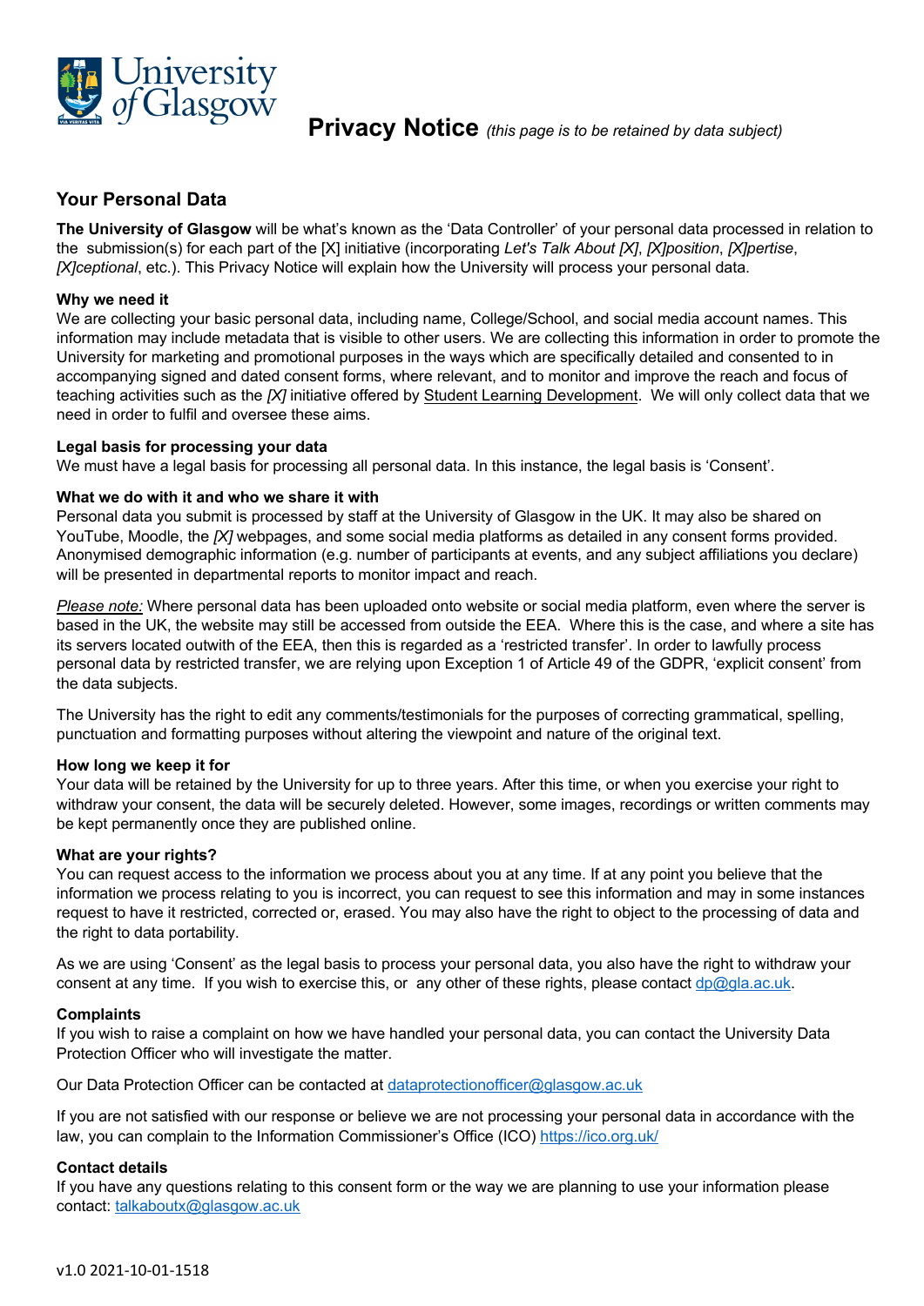University of Glasgow

# Privacy Notice *(this page is to be retained by data subject)*

## Your Personal Data

**The University of Glasgow** will be what's known as the 'Data Controller' of your personal data processed in relation to the submission(s) for each part of the [X] initiative (incorporating *Let's Talk About [X]*, *[X]position*, *[X]pertise*, *[X]ceptional*, etc.). This Privacy Notice will explain how the University will process your personal data.

**Why we need it**

We are collecting your basic personal data, including name, College/School, and social media account names. This information may include metadata that is visible to other users. We are collecting this information in order to promote the University for marketing and promotional purposes in the ways which are specifically detailed and consented to in accompanying signed and dated consent forms, where relevant, and to monitor and improve the reach and focus of teaching activities such as the *[X]* initiative offered by Student Learning Development. We will only collect data that we need in order to fulfil and oversee these aims.

**Legal basis for processing your data**

We must have a legal basis for processing all personal data. In this instance, the legal basis is 'Consent'.

**What we do with it and who we share it with**

Personal data you submit is processed by staff at the University of Glasgow in the UK. It may also be shared on YouTube, Moodle, the *[X]* webpages, and some social media platforms as detailed in any consent forms provided. Anonymised demographic information (e.g. number of participants at events, and any subject affiliations you declare) will be presented in departmental reports to monitor impact and reach.

*Please note:* Where personal data has been uploaded onto website or social media platform, even where the server is based in the UK, the website may still be accessed from outside the EEA. Where this is the case, and where a site has its servers located outwith of the EEA, then this is regarded as a 'restricted transfer'. In order to lawfully process personal data by restricted transfer, we are relying upon Exception 1 of Article 49 of the GDPR, 'explicit consent' from the data subjects.

The University has the right to edit any comments/testimonials for the purposes of correcting grammatical, spelling, punctuation and formatting purposes without altering the viewpoint and nature of the original text.

**How long we keep it for**

Your data will be retained by the University for up to three years. After this time, or when you exercise your right to withdraw your consent, the data will be securely deleted. However, some images, recordings or written comments may be kept permanently once they are published online.

**What are your rights?**

You can request access to the information we process about you at any time. If at any point you believe that the information we process relating to you is incorrect, you can request to see this information and may in some instances request to have it restricted, corrected or, erased. You may also have the right to object to the processing of data and the right to data portability.

As we are using 'Consent' as the legal basis to process your personal data, you also have the right to withdraw your consent at any time. If you wish to exercise this, or any other of these rights, please contact dp@gla.ac.uk.

**Complaints**

If you wish to raise a complaint on how we have handled your personal data, you can contact the University Data Protection Officer who will investigate the matter.

Our Data Protection Officer can be contacted at dataprotectionofficer@glasgow.ac.uk

If you are not satisfied with our response or believe we are not processing your personal data in accordance with the law, you can complain to the Information Commissioner's Office (ICO) https://ico.org.uk/

**Contact details**

If you have any questions relating to this consent form or the way we are planning to use your information please contact: talkaboutx@glasgow.ac.uk

v1.0 2021-10-01-1518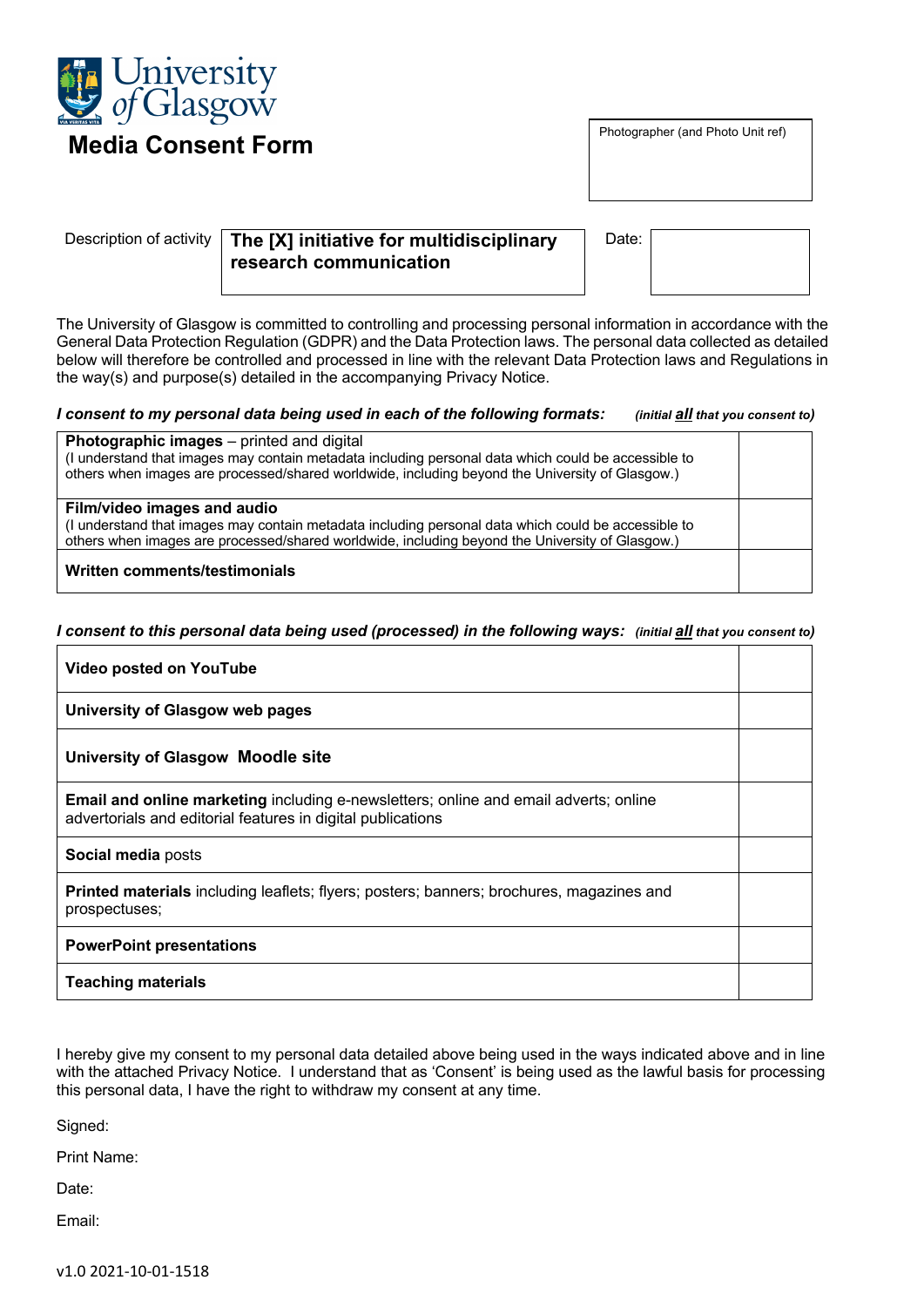University of Glasgow

# Media Consent Form

| Photographer (and Photo Unit ref) |
| --- |
| |

| Description of activity | The [X] initiative for multidisciplinary research communication | Date: | |
| --- | --- | --- | --- |

The University of Glasgow is committed to controlling and processing personal information in accordance with the General Data Protection Regulation (GDPR) and the Data Protection laws. The personal data collected as detailed below will therefore be controlled and processed in line with the relevant Data Protection laws and Regulations in the way(s) and purpose(s) detailed in the accompanying Privacy Notice.

***I consent to my personal data being used in each of the following formats:*** ***(initial <u>all</u> that you consent to)***

| | |
| --- | --- |
| **Photographic images** – printed and digital (I understand that images may contain metadata including personal data which could be accessible to others when images are processed/shared worldwide, including beyond the University of Glasgow.) | |
| **Film/video images and audio** (I understand that images may contain metadata including personal data which could be accessible to others when images are processed/shared worldwide, including beyond the University of Glasgow.) | |
| **Written comments/testimonials** | |

***I consent to this personal data being used (processed) in the following ways:*** ***(initial <u>all</u> that you consent to)***

| | |
| --- | --- |
| **Video posted on YouTube** | |
| **University of Glasgow web pages** | |
| **University of Glasgow Moodle site** | |
| **Email and online marketing** including e-newsletters; online and email adverts; online advertorials and editorial features in digital publications | |
| **Social media** posts | |
| **Printed materials** including leaflets; flyers; posters; banners; brochures, magazines and prospectuses; | |
| **PowerPoint presentations** | |
| **Teaching materials** | |

I hereby give my consent to my personal data detailed above being used in the ways indicated above and in line with the attached Privacy Notice. I understand that as 'Consent' is being used as the lawful basis for processing this personal data, I have the right to withdraw my consent at any time.

Signed:

Print Name:

Date:

Email:

v1.0 2021-10-01-1518